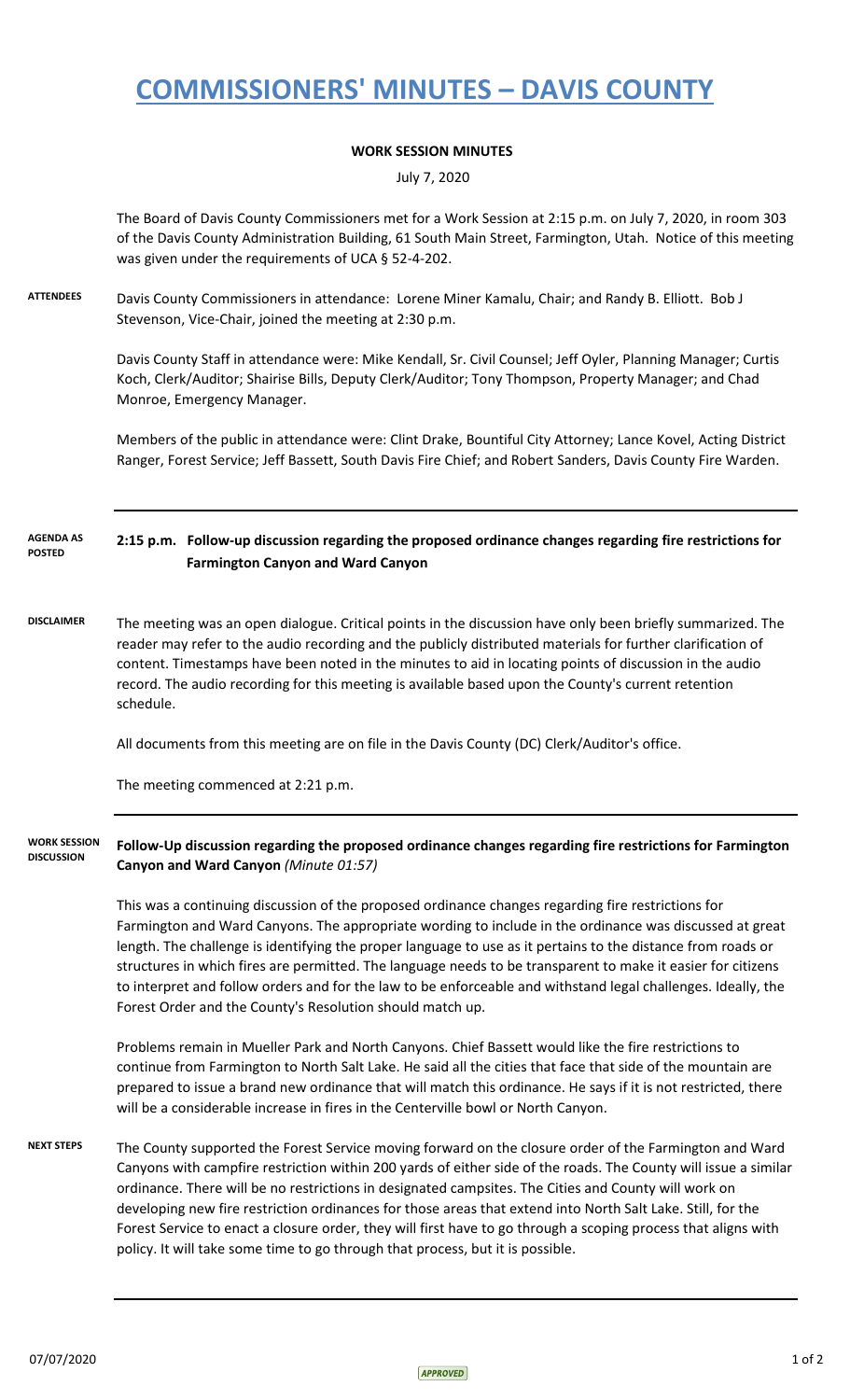# COMMISSIONERS' MINUTES – DAVIS COUNTY

**WORK SESSION MINUTES**

July 7, 2020

The Board of Davis County Commissioners met for a Work Session at 2:15 p.m. on July 7, 2020, in room 303 of the Davis County Administration Building, 61 South Main Street, Farmington, Utah. Notice of this meeting was given under the requirements of UCA § 52-4-202.

**ATTENDEES**

Davis County Commissioners in attendance: Lorene Miner Kamalu, Chair; and Randy B. Elliott. Bob J Stevenson, Vice-Chair, joined the meeting at 2:30 p.m.

Davis County Staff in attendance were: Mike Kendall, Sr. Civil Counsel; Jeff Oyler, Planning Manager; Curtis Koch, Clerk/Auditor; Shairise Bills, Deputy Clerk/Auditor; Tony Thompson, Property Manager; and Chad Monroe, Emergency Manager.

Members of the public in attendance were: Clint Drake, Bountiful City Attorney; Lance Kovel, Acting District Ranger, Forest Service; Jeff Bassett, South Davis Fire Chief; and Robert Sanders, Davis County Fire Warden.

**AGENDA AS POSTED**

**2:15 p.m. Follow-up discussion regarding the proposed ordinance changes regarding fire restrictions for Farmington Canyon and Ward Canyon**

**DISCLAIMER**

The meeting was an open dialogue. Critical points in the discussion have only been briefly summarized. The reader may refer to the audio recording and the publicly distributed materials for further clarification of content. Timestamps have been noted in the minutes to aid in locating points of discussion in the audio record. The audio recording for this meeting is available based upon the County's current retention schedule.

All documents from this meeting are on file in the Davis County (DC) Clerk/Auditor's office.

The meeting commenced at 2:21 p.m.

**WORK SESSION DISCUSSION**

**Follow-Up discussion regarding the proposed ordinance changes regarding fire restrictions for Farmington Canyon and Ward Canyon** *(Minute 01:57)*

This was a continuing discussion of the proposed ordinance changes regarding fire restrictions for Farmington and Ward Canyons. The appropriate wording to include in the ordinance was discussed at great length. The challenge is identifying the proper language to use as it pertains to the distance from roads or structures in which fires are permitted. The language needs to be transparent to make it easier for citizens to interpret and follow orders and for the law to be enforceable and withstand legal challenges. Ideally, the Forest Order and the County's Resolution should match up.

Problems remain in Mueller Park and North Canyons. Chief Bassett would like the fire restrictions to continue from Farmington to North Salt Lake. He said all the cities that face that side of the mountain are prepared to issue a brand new ordinance that will match this ordinance. He says if it is not restricted, there will be a considerable increase in fires in the Centerville bowl or North Canyon.

**NEXT STEPS**

The County supported the Forest Service moving forward on the closure order of the Farmington and Ward Canyons with campfire restriction within 200 yards of either side of the roads. The County will issue a similar ordinance. There will be no restrictions in designated campsites. The Cities and County will work on developing new fire restriction ordinances for those areas that extend into North Salt Lake. Still, for the Forest Service to enact a closure order, they will first have to go through a scoping process that aligns with policy. It will take some time to go through that process, but it is possible.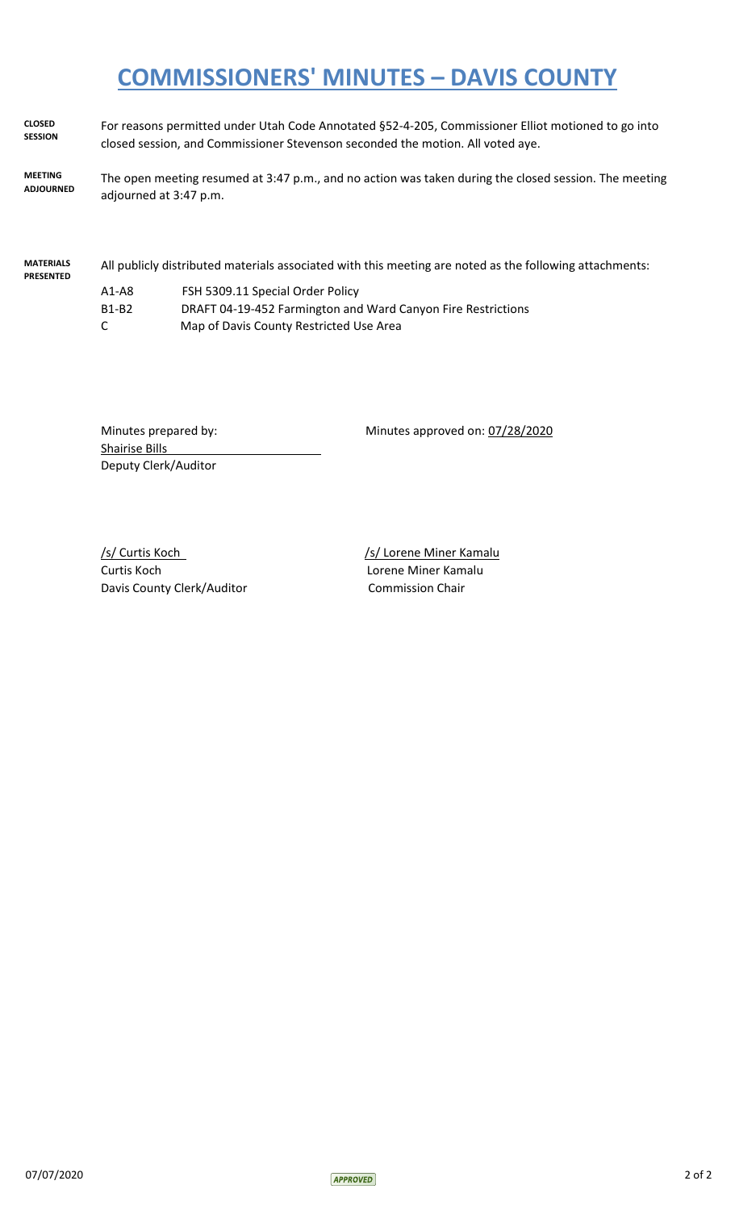# COMMISSIONERS' MINUTES – DAVIS COUNTY

**CLOSED SESSION** For reasons permitted under Utah Code Annotated §52-4-205, Commissioner Elliot motioned to go into closed session, and Commissioner Stevenson seconded the motion. All voted aye.

**MEETING ADJOURNED** The open meeting resumed at 3:47 p.m., and no action was taken during the closed session. The meeting adjourned at 3:47 p.m.

**MATERIALS PRESENTED** All publicly distributed materials associated with this meeting are noted as the following attachments:

| | |
|---|---|
| A1-A8 | FSH 5309.11 Special Order Policy |
| B1-B2 | DRAFT 04-19-452 Farmington and Ward Canyon Fire Restrictions |
| C | Map of Davis County Restricted Use Area |

Minutes prepared by: Shairise Bills
Deputy Clerk/Auditor

Minutes approved on: 07/28/2020

/s/ Curtis Koch
Curtis Koch
Davis County Clerk/Auditor

/s/ Lorene Miner Kamalu
Lorene Miner Kamalu
Commission Chair

07/07/2020 APPROVED